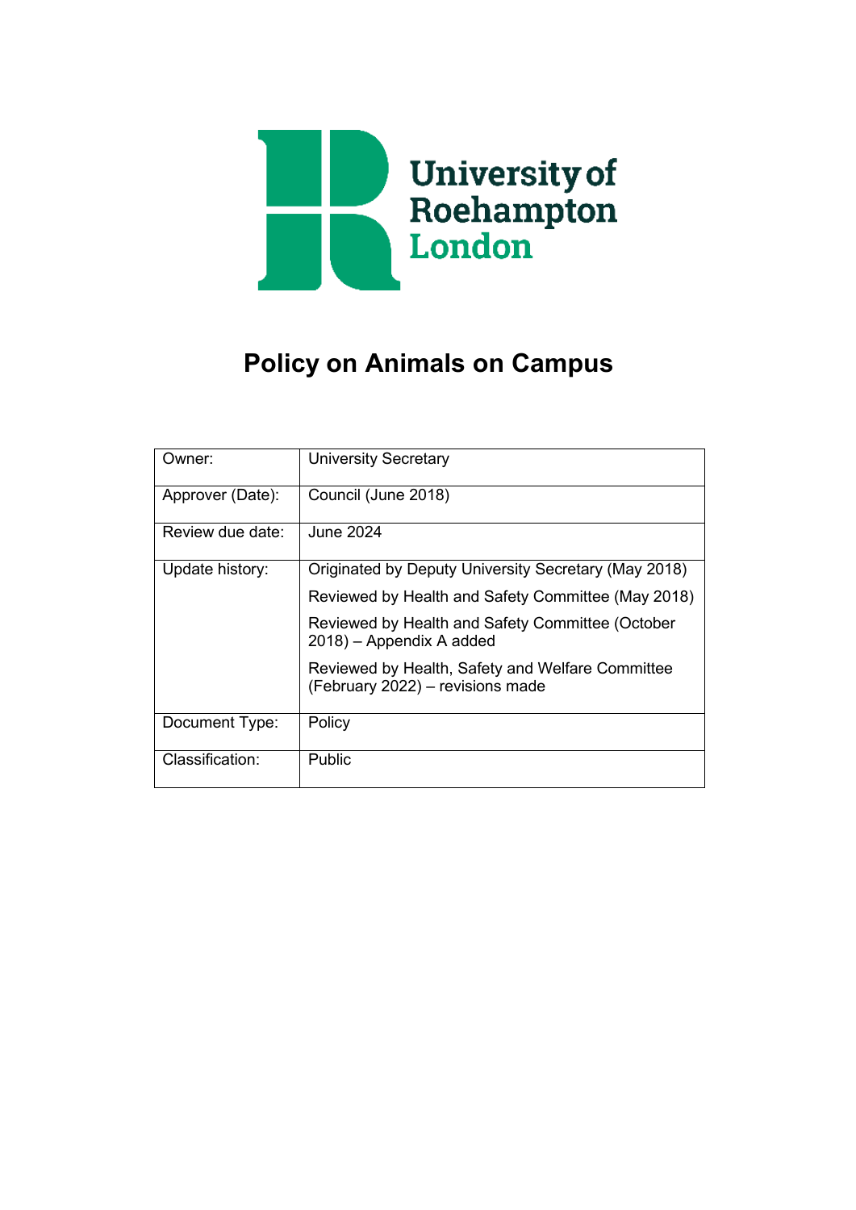University of Roehampton London

# Policy on Animals on Campus

| Owner: | University Secretary |
|---|---|
| Approver (Date): | Council (June 2018) |
| Review due date: | June 2024 |
| Update history: | Originated by Deputy University Secretary (May 2018)<br>Reviewed by Health and Safety Committee (May 2018)<br>Reviewed by Health and Safety Committee (October 2018) – Appendix A added<br>Reviewed by Health, Safety and Welfare Committee (February 2022) – revisions made |
| Document Type: | Policy |
| Classification: | Public |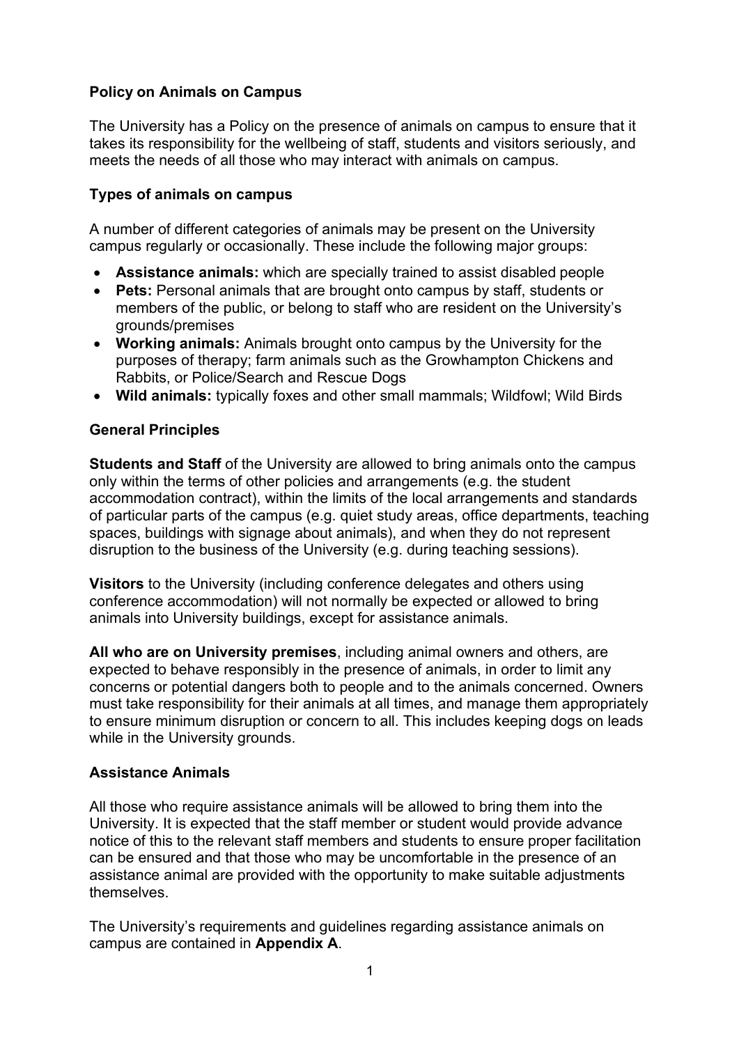## Policy on Animals on Campus

The University has a Policy on the presence of animals on campus to ensure that it takes its responsibility for the wellbeing of staff, students and visitors seriously, and meets the needs of all those who may interact with animals on campus.

### Types of animals on campus

A number of different categories of animals may be present on the University campus regularly or occasionally. These include the following major groups:

- **Assistance animals:** which are specially trained to assist disabled people
- **Pets:** Personal animals that are brought onto campus by staff, students or members of the public, or belong to staff who are resident on the University's grounds/premises
- **Working animals:** Animals brought onto campus by the University for the purposes of therapy; farm animals such as the Growhampton Chickens and Rabbits, or Police/Search and Rescue Dogs
- **Wild animals:** typically foxes and other small mammals; Wildfowl; Wild Birds

### General Principles

**Students and Staff** of the University are allowed to bring animals onto the campus only within the terms of other policies and arrangements (e.g. the student accommodation contract), within the limits of the local arrangements and standards of particular parts of the campus (e.g. quiet study areas, office departments, teaching spaces, buildings with signage about animals), and when they do not represent disruption to the business of the University (e.g. during teaching sessions).

**Visitors** to the University (including conference delegates and others using conference accommodation) will not normally be expected or allowed to bring animals into University buildings, except for assistance animals.

**All who are on University premises**, including animal owners and others, are expected to behave responsibly in the presence of animals, in order to limit any concerns or potential dangers both to people and to the animals concerned. Owners must take responsibility for their animals at all times, and manage them appropriately to ensure minimum disruption or concern to all. This includes keeping dogs on leads while in the University grounds.

### Assistance Animals

All those who require assistance animals will be allowed to bring them into the University. It is expected that the staff member or student would provide advance notice of this to the relevant staff members and students to ensure proper facilitation can be ensured and that those who may be uncomfortable in the presence of an assistance animal are provided with the opportunity to make suitable adjustments themselves.

The University's requirements and guidelines regarding assistance animals on campus are contained in **Appendix A**.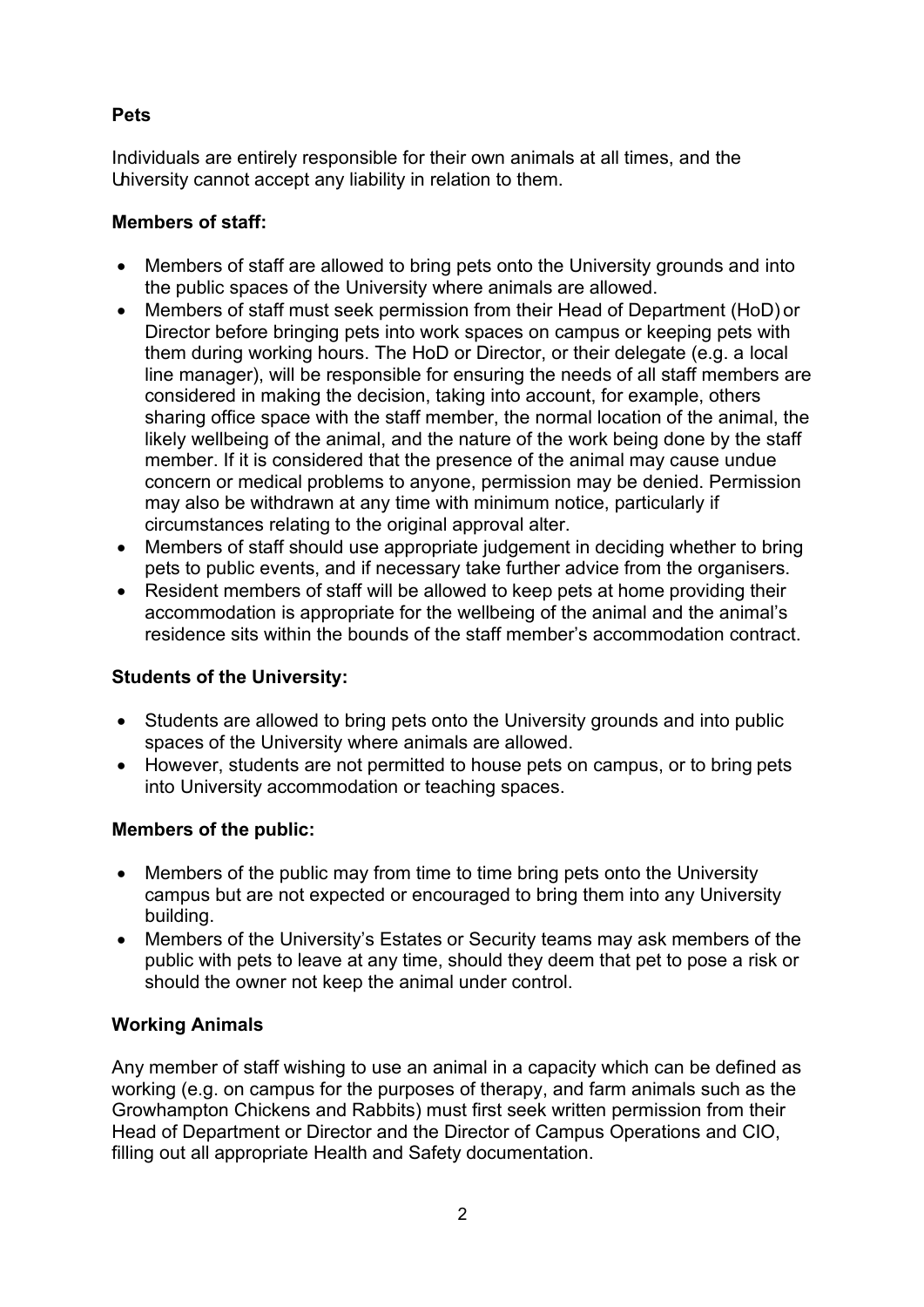**Pets**

Individuals are entirely responsible for their own animals at all times, and the University cannot accept any liability in relation to them.

**Members of staff:**

- Members of staff are allowed to bring pets onto the University grounds and into the public spaces of the University where animals are allowed.
- Members of staff must seek permission from their Head of Department (HoD) or Director before bringing pets into work spaces on campus or keeping pets with them during working hours. The HoD or Director, or their delegate (e.g. a local line manager), will be responsible for ensuring the needs of all staff members are considered in making the decision, taking into account, for example, others sharing office space with the staff member, the normal location of the animal, the likely wellbeing of the animal, and the nature of the work being done by the staff member. If it is considered that the presence of the animal may cause undue concern or medical problems to anyone, permission may be denied. Permission may also be withdrawn at any time with minimum notice, particularly if circumstances relating to the original approval alter.
- Members of staff should use appropriate judgement in deciding whether to bring pets to public events, and if necessary take further advice from the organisers.
- Resident members of staff will be allowed to keep pets at home providing their accommodation is appropriate for the wellbeing of the animal and the animal's residence sits within the bounds of the staff member's accommodation contract.

**Students of the University:**

- Students are allowed to bring pets onto the University grounds and into public spaces of the University where animals are allowed.
- However, students are not permitted to house pets on campus, or to bring pets into University accommodation or teaching spaces.

**Members of the public:**

- Members of the public may from time to time bring pets onto the University campus but are not expected or encouraged to bring them into any University building.
- Members of the University's Estates or Security teams may ask members of the public with pets to leave at any time, should they deem that pet to pose a risk or should the owner not keep the animal under control.

**Working Animals**

Any member of staff wishing to use an animal in a capacity which can be defined as working (e.g. on campus for the purposes of therapy, and farm animals such as the Growhampton Chickens and Rabbits) must first seek written permission from their Head of Department or Director and the Director of Campus Operations and CIO, filling out all appropriate Health and Safety documentation.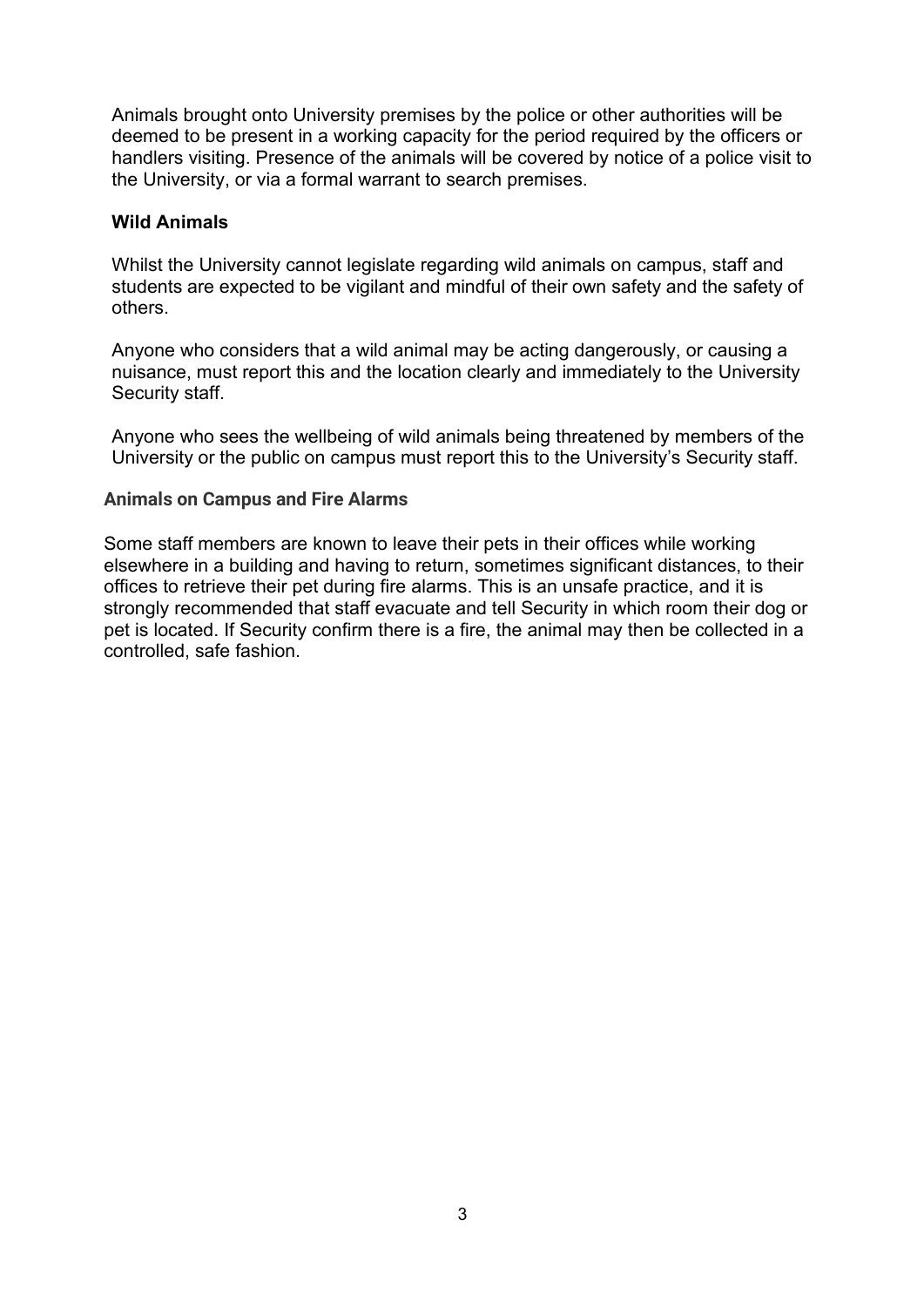Animals brought onto University premises by the police or other authorities will be deemed to be present in a working capacity for the period required by the officers or handlers visiting. Presence of the animals will be covered by notice of a police visit to the University, or via a formal warrant to search premises.

### Wild Animals

Whilst the University cannot legislate regarding wild animals on campus, staff and students are expected to be vigilant and mindful of their own safety and the safety of others.

Anyone who considers that a wild animal may be acting dangerously, or causing a nuisance, must report this and the location clearly and immediately to the University Security staff.

Anyone who sees the wellbeing of wild animals being threatened by members of the University or the public on campus must report this to the University's Security staff.

### Animals on Campus and Fire Alarms

Some staff members are known to leave their pets in their offices while working elsewhere in a building and having to return, sometimes significant distances, to their offices to retrieve their pet during fire alarms. This is an unsafe practice, and it is strongly recommended that staff evacuate and tell Security in which room their dog or pet is located. If Security confirm there is a fire, the animal may then be collected in a controlled, safe fashion.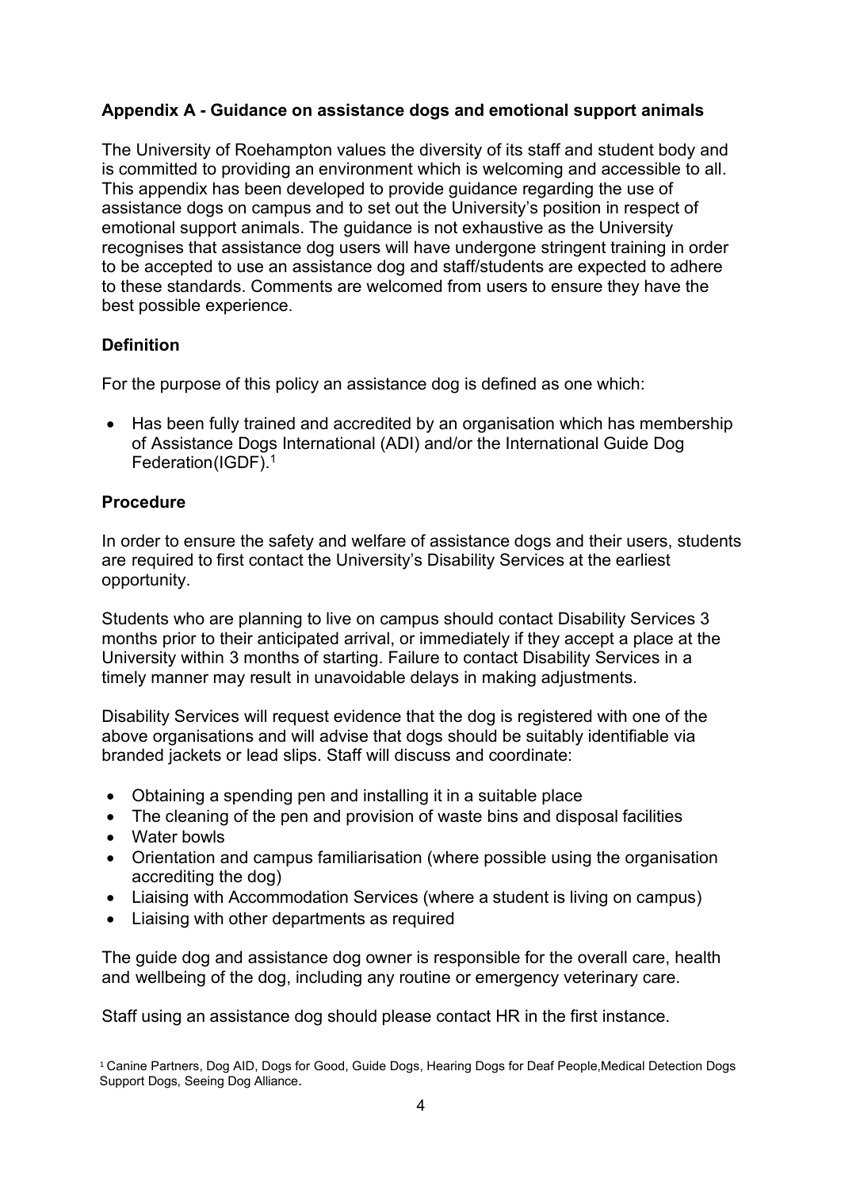**Appendix A - Guidance on assistance dogs and emotional support animals**

The University of Roehampton values the diversity of its staff and student body and is committed to providing an environment which is welcoming and accessible to all. This appendix has been developed to provide guidance regarding the use of assistance dogs on campus and to set out the University's position in respect of emotional support animals. The guidance is not exhaustive as the University recognises that assistance dog users will have undergone stringent training in order to be accepted to use an assistance dog and staff/students are expected to adhere to these standards. Comments are welcomed from users to ensure they have the best possible experience.

**Definition**

For the purpose of this policy an assistance dog is defined as one which:

- Has been fully trained and accredited by an organisation which has membership of Assistance Dogs International (ADI) and/or the International Guide Dog Federation(IGDF).[1]

**Procedure**

In order to ensure the safety and welfare of assistance dogs and their users, students are required to first contact the University's Disability Services at the earliest opportunity.

Students who are planning to live on campus should contact Disability Services 3 months prior to their anticipated arrival, or immediately if they accept a place at the University within 3 months of starting. Failure to contact Disability Services in a timely manner may result in unavoidable delays in making adjustments.

Disability Services will request evidence that the dog is registered with one of the above organisations and will advise that dogs should be suitably identifiable via branded jackets or lead slips. Staff will discuss and coordinate:

- Obtaining a spending pen and installing it in a suitable place
- The cleaning of the pen and provision of waste bins and disposal facilities
- Water bowls
- Orientation and campus familiarisation (where possible using the organisation accrediting the dog)
- Liaising with Accommodation Services (where a student is living on campus)
- Liaising with other departments as required

The guide dog and assistance dog owner is responsible for the overall care, health and wellbeing of the dog, including any routine or emergency veterinary care.

Staff using an assistance dog should please contact HR in the first instance.

[1] Canine Partners, Dog AID, Dogs for Good, Guide Dogs, Hearing Dogs for Deaf People,Medical Detection Dogs Support Dogs, Seeing Dog Alliance.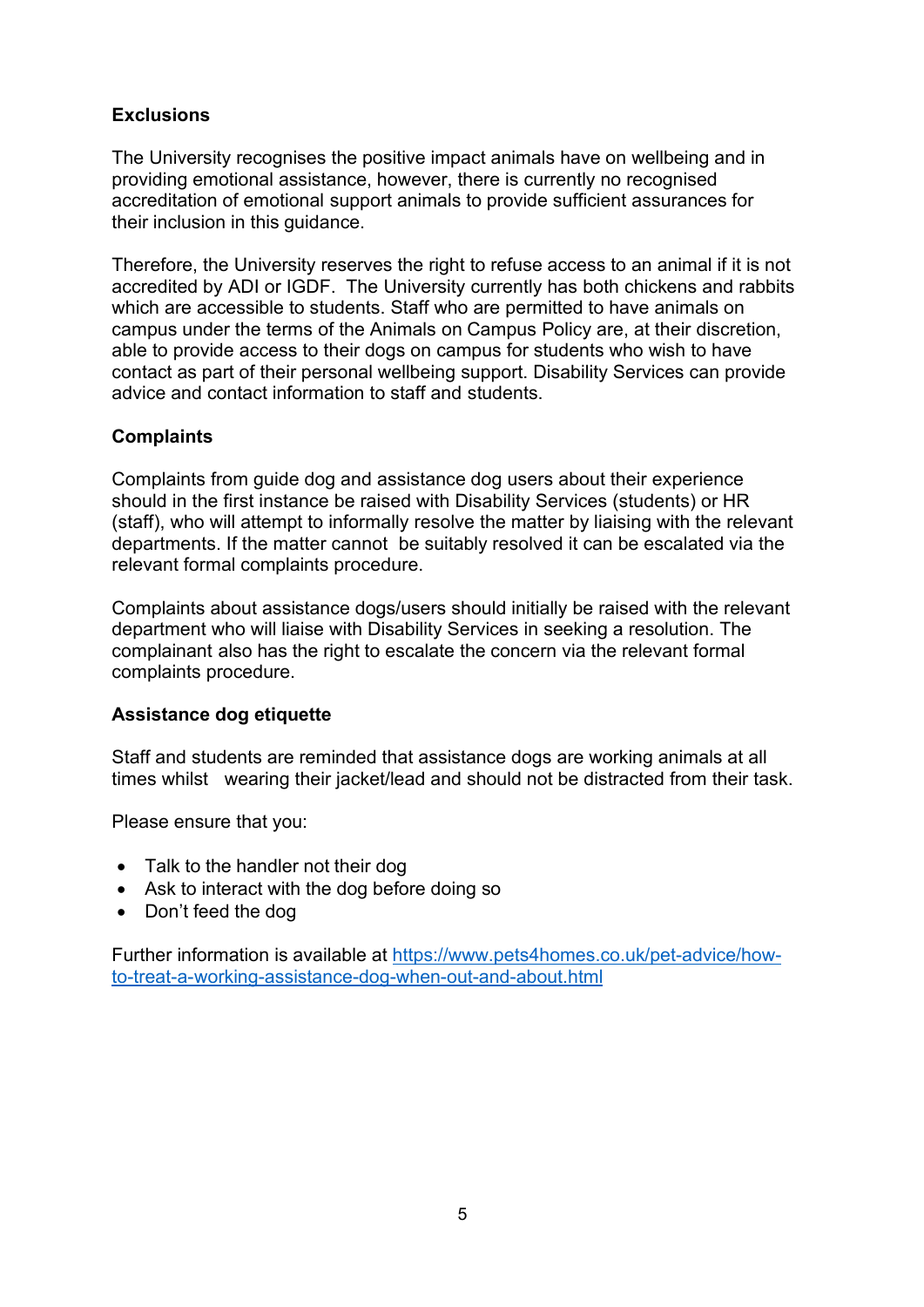**Exclusions**

The University recognises the positive impact animals have on wellbeing and in providing emotional assistance, however, there is currently no recognised accreditation of emotional support animals to provide sufficient assurances for their inclusion in this guidance.

Therefore, the University reserves the right to refuse access to an animal if it is not accredited by ADI or IGDF. The University currently has both chickens and rabbits which are accessible to students. Staff who are permitted to have animals on campus under the terms of the Animals on Campus Policy are, at their discretion, able to provide access to their dogs on campus for students who wish to have contact as part of their personal wellbeing support. Disability Services can provide advice and contact information to staff and students.

**Complaints**

Complaints from guide dog and assistance dog users about their experience should in the first instance be raised with Disability Services (students) or HR (staff), who will attempt to informally resolve the matter by liaising with the relevant departments. If the matter cannot be suitably resolved it can be escalated via the relevant formal complaints procedure.

Complaints about assistance dogs/users should initially be raised with the relevant department who will liaise with Disability Services in seeking a resolution. The complainant also has the right to escalate the concern via the relevant formal complaints procedure.

**Assistance dog etiquette**

Staff and students are reminded that assistance dogs are working animals at all times whilst wearing their jacket/lead and should not be distracted from their task.

Please ensure that you:

- Talk to the handler not their dog
- Ask to interact with the dog before doing so
- Don't feed the dog

Further information is available at [https://www.pets4homes.co.uk/pet-advice/how-to-treat-a-working-assistance-dog-when-out-and-about.html](https://www.pets4homes.co.uk/pet-advice/how-to-treat-a-working-assistance-dog-when-out-and-about.html)